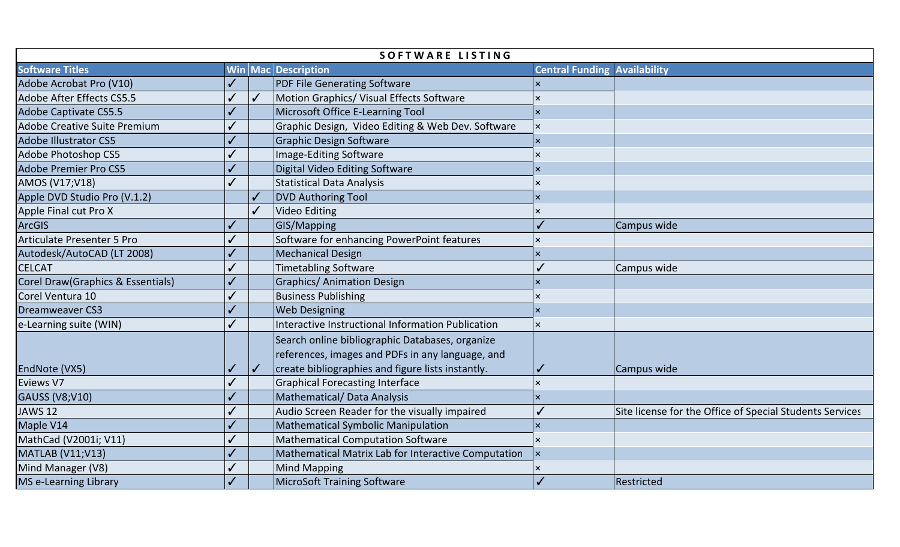# SOFTWARE LISTING

| Software Titles | Win | Mac | Description | Central Funding | Availability |
|---|---|---|---|---|---|
| Adobe Acrobat Pro (V10) | ✓ | | PDF File Generating Software | × | |
| Adobe After Effects CS5.5 | ✓ | ✓ | Motion Graphics/ Visual Effects Software | × | |
| Adobe Captivate CS5.5 | ✓ | | Microsoft Office E-Learning Tool | × | |
| Adobe Creative Suite Premium | ✓ | | Graphic Design, Video Editing & Web Dev. Software | × | |
| Adobe Illustrator CS5 | ✓ | | Graphic Design Software | × | |
| Adobe Photoshop CS5 | ✓ | | Image-Editing Software | × | |
| Adobe Premier Pro CS5 | ✓ | | Digital Video Editing Software | × | |
| AMOS (V17;V18) | ✓ | | Statistical Data Analysis | × | |
| Apple DVD Studio Pro (V.1.2) | | ✓ | DVD Authoring Tool | × | |
| Apple Final cut Pro X | | ✓ | Video Editing | × | |
| ArcGIS | ✓ | | GIS/Mapping | ✓ | Campus wide |
| Articulate Presenter 5 Pro | ✓ | | Software for enhancing PowerPoint features | × | |
| Autodesk/AutoCAD (LT 2008) | ✓ | | Mechanical Design | × | |
| CELCAT | ✓ | | Timetabling Software | ✓ | Campus wide |
| Corel Draw(Graphics & Essentials) | ✓ | | Graphics/ Animation Design | × | |
| Corel Ventura 10 | ✓ | | Business Publishing | × | |
| Dreamweaver CS3 | ✓ | | Web Designing | × | |
| e-Learning suite (WIN) | ✓ | | Interactive Instructional Information Publication | × | |
| EndNote (VX5) | ✓ | ✓ | Search online bibliographic Databases, organize references, images and PDFs in any language, and create bibliographies and figure lists instantly. | ✓ | Campus wide |
| Eviews V7 | ✓ | | Graphical Forecasting Interface | × | |
| GAUSS (V8;V10) | ✓ | | Mathematical/ Data Analysis | × | |
| JAWS 12 | ✓ | | Audio Screen Reader for the visually impaired | ✓ | Site license for the Office of Special Students Services |
| Maple V14 | ✓ | | Mathematical Symbolic Manipulation | × | |
| MathCad (V2001i; V11) | ✓ | | Mathematical Computation Software | × | |
| MATLAB (V11;V13) | ✓ | | Mathematical Matrix Lab for Interactive Computation | × | |
| Mind Manager (V8) | ✓ | | Mind Mapping | × | |
| MS e-Learning Library | ✓ | | MicroSoft Training Software | ✓ | Restricted |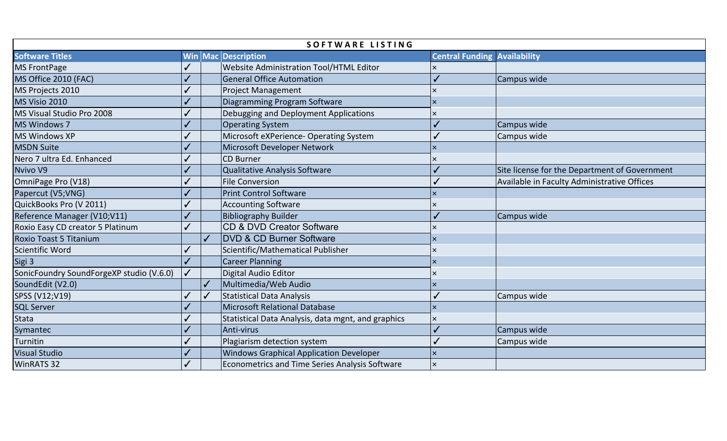| SOFTWARE LISTING | | | | | |
| --- | --- | --- | --- | --- | --- |
| **Software Titles** | **Win** | **Mac** | **Description** | **Central Funding** | **Availability** |
| MS FrontPage | ✓ | | Website Administration Tool/HTML Editor | × | |
| MS Office 2010 (FAC) | ✓ | | General Office Automation | ✓ | Campus wide |
| MS Projects 2010 | ✓ | | Project Management | × | |
| MS Visio 2010 | ✓ | | Diagramming Program Software | × | |
| MS Visual Studio Pro 2008 | ✓ | | Debugging and Deployment Applications | × | |
| MS Windows 7 | ✓ | | Operating System | ✓ | Campus wide |
| MS Windows XP | ✓ | | Microsoft eXPerience- Operating System | ✓ | Campus wide |
| MSDN Suite | ✓ | | Microsoft Developer Network | × | |
| Nero 7 ultra Ed. Enhanced | ✓ | | CD Burner | × | |
| Nvivo V9 | ✓ | | Qualitative Analysis Software | ✓ | Site license for the Department of Government |
| OmniPage Pro (V18) | ✓ | | File Conversion | ✓ | Available in Faculty Administrative Offices |
| Papercut (V5;VNG) | ✓ | | Print Control Software | × | |
| QuickBooks Pro (V 2011) | ✓ | | Accounting Software | × | |
| Reference Manager (V10;V11) | ✓ | | Bibliography Builder | ✓ | Campus wide |
| Roxio Easy CD creator 5 Platinum | ✓ | | CD & DVD Creator Software | × | |
| Roxio Toast 5 Titanium | | ✓ | DVD & CD Burner Software | × | |
| Scientific Word | ✓ | | Scientific/Mathematical Publisher | × | |
| Sigi 3 | ✓ | | Career Planning | × | |
| SonicFoundry SoundForgeXP studio (V.6.0) | ✓ | | Digital Audio Editor | × | |
| SoundEdit (V2.0) | | ✓ | Multimedia/Web Audio | × | |
| SPSS (V12;V19) | ✓ | ✓ | Statistical Data Analysis | ✓ | Campus wide |
| SQL Server | ✓ | | Microsoft Relational Database | × | |
| Stata | ✓ | | Statistical Data Analysis, data mgnt, and graphics | × | |
| Symantec | ✓ | | Anti-virus | ✓ | Campus wide |
| Turnitin | ✓ | | Plagiarism detection system | ✓ | Campus wide |
| Visual Studio | ✓ | | Windows Graphical Application Developer | × | |
| WinRATS 32 | ✓ | | Econometrics and Time Series Analysis Software | × | |